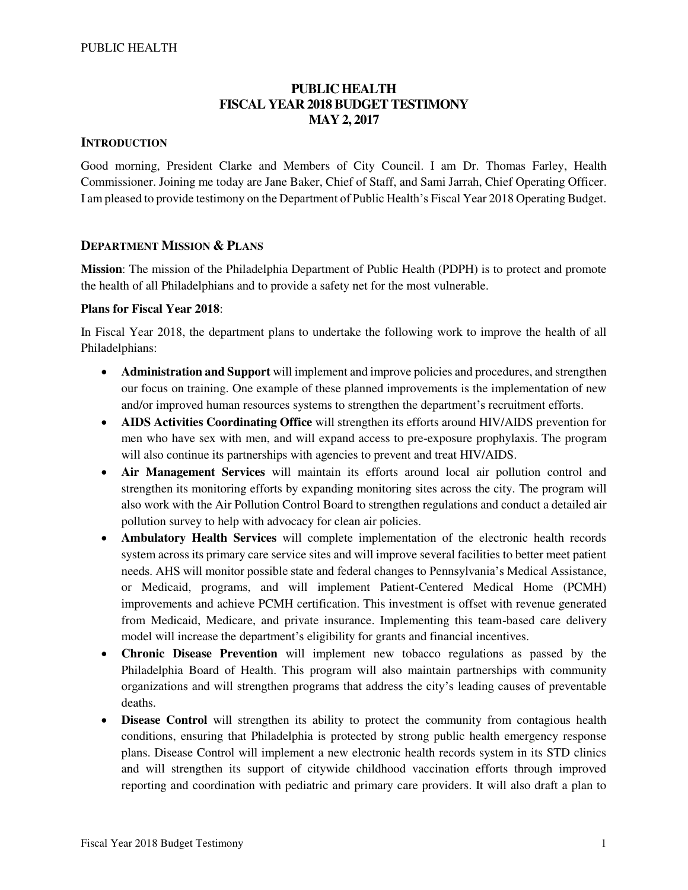# PUBLIC HEALTH
# FISCAL YEAR 2018 BUDGET TESTIMONY
# MAY 2, 2017

## INTRODUCTION

Good morning, President Clarke and Members of City Council. I am Dr. Thomas Farley, Health Commissioner. Joining me today are Jane Baker, Chief of Staff, and Sami Jarrah, Chief Operating Officer. I am pleased to provide testimony on the Department of Public Health's Fiscal Year 2018 Operating Budget.

## DEPARTMENT MISSION & PLANS

**Mission**: The mission of the Philadelphia Department of Public Health (PDPH) is to protect and promote the health of all Philadelphians and to provide a safety net for the most vulnerable.

**Plans for Fiscal Year 2018**:

In Fiscal Year 2018, the department plans to undertake the following work to improve the health of all Philadelphians:

- **Administration and Support** will implement and improve policies and procedures, and strengthen our focus on training. One example of these planned improvements is the implementation of new and/or improved human resources systems to strengthen the department's recruitment efforts.
- **AIDS Activities Coordinating Office** will strengthen its efforts around HIV/AIDS prevention for men who have sex with men, and will expand access to pre-exposure prophylaxis. The program will also continue its partnerships with agencies to prevent and treat HIV/AIDS.
- **Air Management Services** will maintain its efforts around local air pollution control and strengthen its monitoring efforts by expanding monitoring sites across the city. The program will also work with the Air Pollution Control Board to strengthen regulations and conduct a detailed air pollution survey to help with advocacy for clean air policies.
- **Ambulatory Health Services** will complete implementation of the electronic health records system across its primary care service sites and will improve several facilities to better meet patient needs. AHS will monitor possible state and federal changes to Pennsylvania's Medical Assistance, or Medicaid, programs, and will implement Patient-Centered Medical Home (PCMH) improvements and achieve PCMH certification. This investment is offset with revenue generated from Medicaid, Medicare, and private insurance. Implementing this team-based care delivery model will increase the department's eligibility for grants and financial incentives.
- **Chronic Disease Prevention** will implement new tobacco regulations as passed by the Philadelphia Board of Health. This program will also maintain partnerships with community organizations and will strengthen programs that address the city's leading causes of preventable deaths.
- **Disease Control** will strengthen its ability to protect the community from contagious health conditions, ensuring that Philadelphia is protected by strong public health emergency response plans. Disease Control will implement a new electronic health records system in its STD clinics and will strengthen its support of citywide childhood vaccination efforts through improved reporting and coordination with pediatric and primary care providers. It will also draft a plan to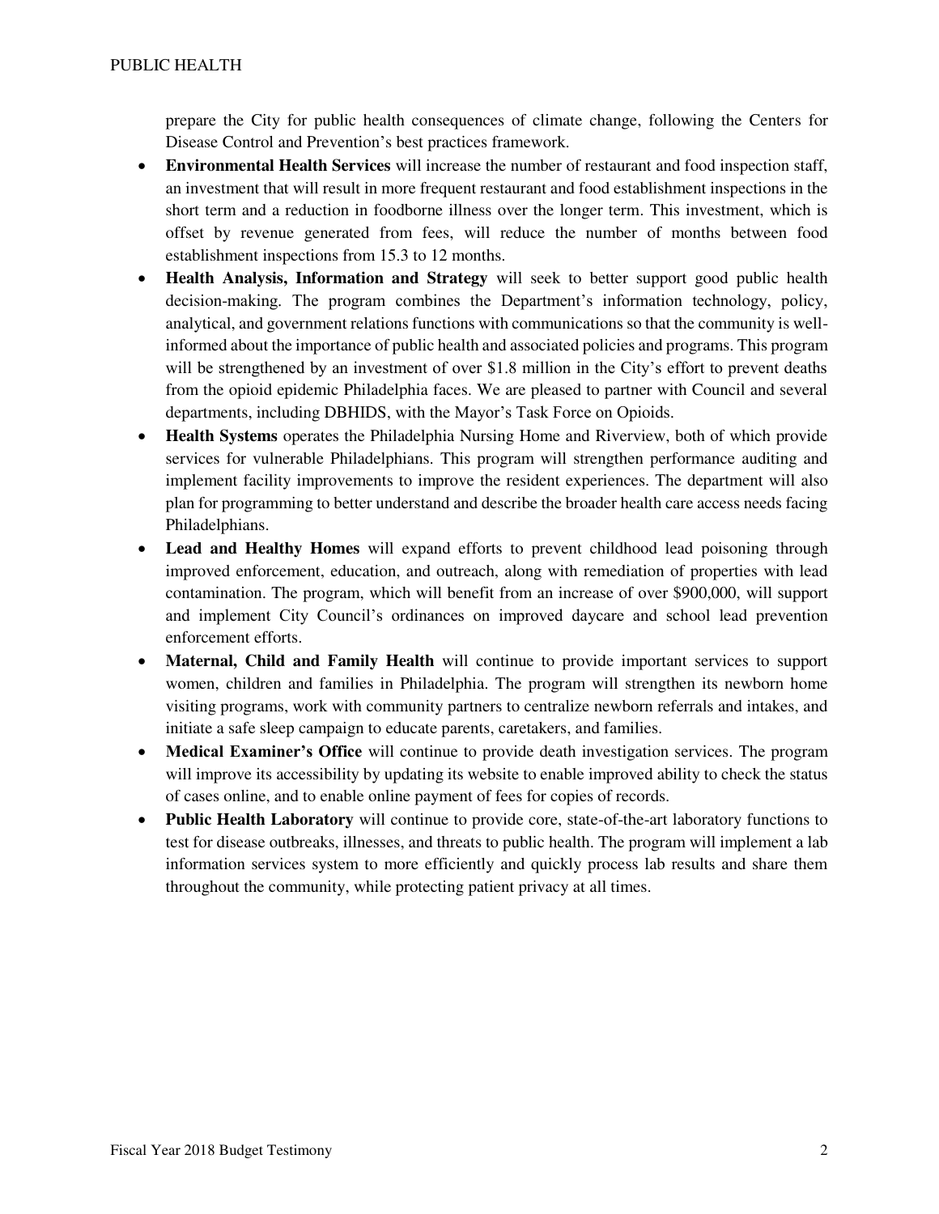prepare the City for public health consequences of climate change, following the Centers for Disease Control and Prevention's best practices framework.

- **Environmental Health Services** will increase the number of restaurant and food inspection staff, an investment that will result in more frequent restaurant and food establishment inspections in the short term and a reduction in foodborne illness over the longer term. This investment, which is offset by revenue generated from fees, will reduce the number of months between food establishment inspections from 15.3 to 12 months.
- **Health Analysis, Information and Strategy** will seek to better support good public health decision-making. The program combines the Department's information technology, policy, analytical, and government relations functions with communications so that the community is well-informed about the importance of public health and associated policies and programs. This program will be strengthened by an investment of over $1.8 million in the City's effort to prevent deaths from the opioid epidemic Philadelphia faces. We are pleased to partner with Council and several departments, including DBHIDS, with the Mayor's Task Force on Opioids.
- **Health Systems** operates the Philadelphia Nursing Home and Riverview, both of which provide services for vulnerable Philadelphians. This program will strengthen performance auditing and implement facility improvements to improve the resident experiences. The department will also plan for programming to better understand and describe the broader health care access needs facing Philadelphians.
- **Lead and Healthy Homes** will expand efforts to prevent childhood lead poisoning through improved enforcement, education, and outreach, along with remediation of properties with lead contamination. The program, which will benefit from an increase of over $900,000, will support and implement City Council's ordinances on improved daycare and school lead prevention enforcement efforts.
- **Maternal, Child and Family Health** will continue to provide important services to support women, children and families in Philadelphia. The program will strengthen its newborn home visiting programs, work with community partners to centralize newborn referrals and intakes, and initiate a safe sleep campaign to educate parents, caretakers, and families.
- **Medical Examiner's Office** will continue to provide death investigation services. The program will improve its accessibility by updating its website to enable improved ability to check the status of cases online, and to enable online payment of fees for copies of records.
- **Public Health Laboratory** will continue to provide core, state-of-the-art laboratory functions to test for disease outbreaks, illnesses, and threats to public health. The program will implement a lab information services system to more efficiently and quickly process lab results and share them throughout the community, while protecting patient privacy at all times.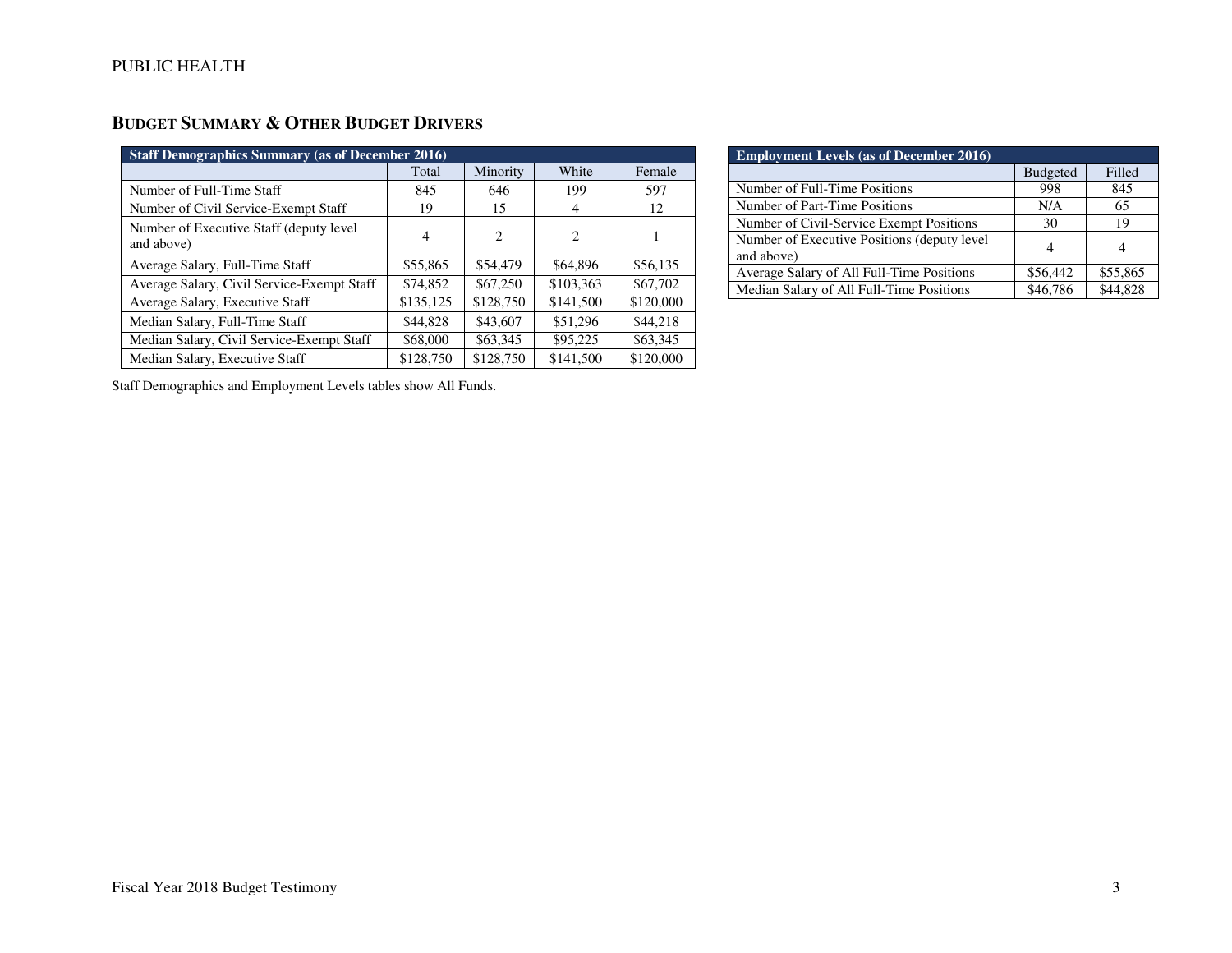## BUDGET SUMMARY & OTHER BUDGET DRIVERS

| Staff Demographics Summary (as of December 2016) | | | | |
|---|---|---|---|---|
| | Total | Minority | White | Female |
| Number of Full-Time Staff | 845 | 646 | 199 | 597 |
| Number of Civil Service-Exempt Staff | 19 | 15 | 4 | 12 |
| Number of Executive Staff (deputy level and above) | 4 | 2 | 2 | 1 |
| Average Salary, Full-Time Staff | $55,865 | $54,479 | $64,896 | $56,135 |
| Average Salary, Civil Service-Exempt Staff | $74,852 | $67,250 | $103,363 | $67,702 |
| Average Salary, Executive Staff | $135,125 | $128,750 | $141,500 | $120,000 |
| Median Salary, Full-Time Staff | $44,828 | $43,607 | $51,296 | $44,218 |
| Median Salary, Civil Service-Exempt Staff | $68,000 | $63,345 | $95,225 | $63,345 |
| Median Salary, Executive Staff | $128,750 | $128,750 | $141,500 | $120,000 |

| Employment Levels (as of December 2016) | | |
|---|---|---|
| | Budgeted | Filled |
| Number of Full-Time Positions | 998 | 845 |
| Number of Part-Time Positions | N/A | 65 |
| Number of Civil-Service Exempt Positions | 30 | 19 |
| Number of Executive Positions (deputy level and above) | 4 | 4 |
| Average Salary of All Full-Time Positions | $56,442 | $55,865 |
| Median Salary of All Full-Time Positions | $46,786 | $44,828 |

Staff Demographics and Employment Levels tables show All Funds.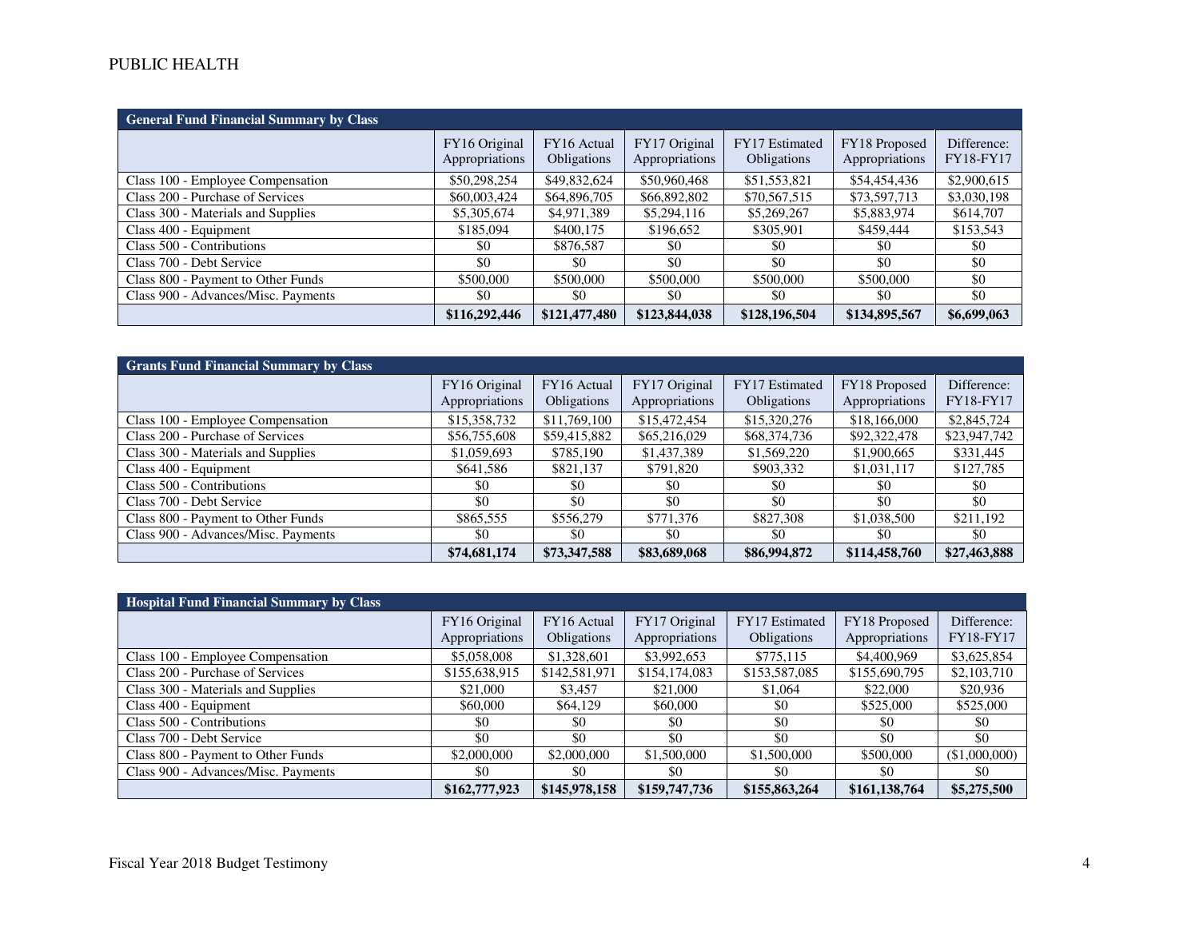PUBLIC HEALTH

| General Fund Financial Summary by Class | FY16 Original Appropriations | FY16 Actual Obligations | FY17 Original Appropriations | FY17 Estimated Obligations | FY18 Proposed Appropriations | Difference: FY18-FY17 |
|---|---|---|---|---|---|---|
| Class 100 - Employee Compensation | $50,298,254 | $49,832,624 | $50,960,468 | $51,553,821 | $54,454,436 | $2,900,615 |
| Class 200 - Purchase of Services | $60,003,424 | $64,896,705 | $66,892,802 | $70,567,515 | $73,597,713 | $3,030,198 |
| Class 300 - Materials and Supplies | $5,305,674 | $4,971,389 | $5,294,116 | $5,269,267 | $5,883,974 | $614,707 |
| Class 400 - Equipment | $185,094 | $400,175 | $196,652 | $305,901 | $459,444 | $153,543 |
| Class 500 - Contributions | $0 | $876,587 | $0 | $0 | $0 | $0 |
| Class 700 - Debt Service | $0 | $0 | $0 | $0 | $0 | $0 |
| Class 800 - Payment to Other Funds | $500,000 | $500,000 | $500,000 | $500,000 | $500,000 | $0 |
| Class 900 - Advances/Misc. Payments | $0 | $0 | $0 | $0 | $0 | $0 |
| | **$116,292,446** | **$121,477,480** | **$123,844,038** | **$128,196,504** | **$134,895,567** | **$6,699,063** |

| Grants Fund Financial Summary by Class | FY16 Original Appropriations | FY16 Actual Obligations | FY17 Original Appropriations | FY17 Estimated Obligations | FY18 Proposed Appropriations | Difference: FY18-FY17 |
|---|---|---|---|---|---|---|
| Class 100 - Employee Compensation | $15,358,732 | $11,769,100 | $15,472,454 | $15,320,276 | $18,166,000 | $2,845,724 |
| Class 200 - Purchase of Services | $56,755,608 | $59,415,882 | $65,216,029 | $68,374,736 | $92,322,478 | $23,947,742 |
| Class 300 - Materials and Supplies | $1,059,693 | $785,190 | $1,437,389 | $1,569,220 | $1,900,665 | $331,445 |
| Class 400 - Equipment | $641,586 | $821,137 | $791,820 | $903,332 | $1,031,117 | $127,785 |
| Class 500 - Contributions | $0 | $0 | $0 | $0 | $0 | $0 |
| Class 700 - Debt Service | $0 | $0 | $0 | $0 | $0 | $0 |
| Class 800 - Payment to Other Funds | $865,555 | $556,279 | $771,376 | $827,308 | $1,038,500 | $211,192 |
| Class 900 - Advances/Misc. Payments | $0 | $0 | $0 | $0 | $0 | $0 |
| | **$74,681,174** | **$73,347,588** | **$83,689,068** | **$86,994,872** | **$114,458,760** | **$27,463,888** |

| Hospital Fund Financial Summary by Class | FY16 Original Appropriations | FY16 Actual Obligations | FY17 Original Appropriations | FY17 Estimated Obligations | FY18 Proposed Appropriations | Difference: FY18-FY17 |
|---|---|---|---|---|---|---|
| Class 100 - Employee Compensation | $5,058,008 | $1,328,601 | $3,992,653 | $775,115 | $4,400,969 | $3,625,854 |
| Class 200 - Purchase of Services | $155,638,915 | $142,581,971 | $154,174,083 | $153,587,085 | $155,690,795 | $2,103,710 |
| Class 300 - Materials and Supplies | $21,000 | $3,457 | $21,000 | $1,064 | $22,000 | $20,936 |
| Class 400 - Equipment | $60,000 | $64,129 | $60,000 | $0 | $525,000 | $525,000 |
| Class 500 - Contributions | $0 | $0 | $0 | $0 | $0 | $0 |
| Class 700 - Debt Service | $0 | $0 | $0 | $0 | $0 | $0 |
| Class 800 - Payment to Other Funds | $2,000,000 | $2,000,000 | $1,500,000 | $1,500,000 | $500,000 | ($1,000,000) |
| Class 900 - Advances/Misc. Payments | $0 | $0 | $0 | $0 | $0 | $0 |
| | **$162,777,923** | **$145,978,158** | **$159,747,736** | **$155,863,264** | **$161,138,764** | **$5,275,500** |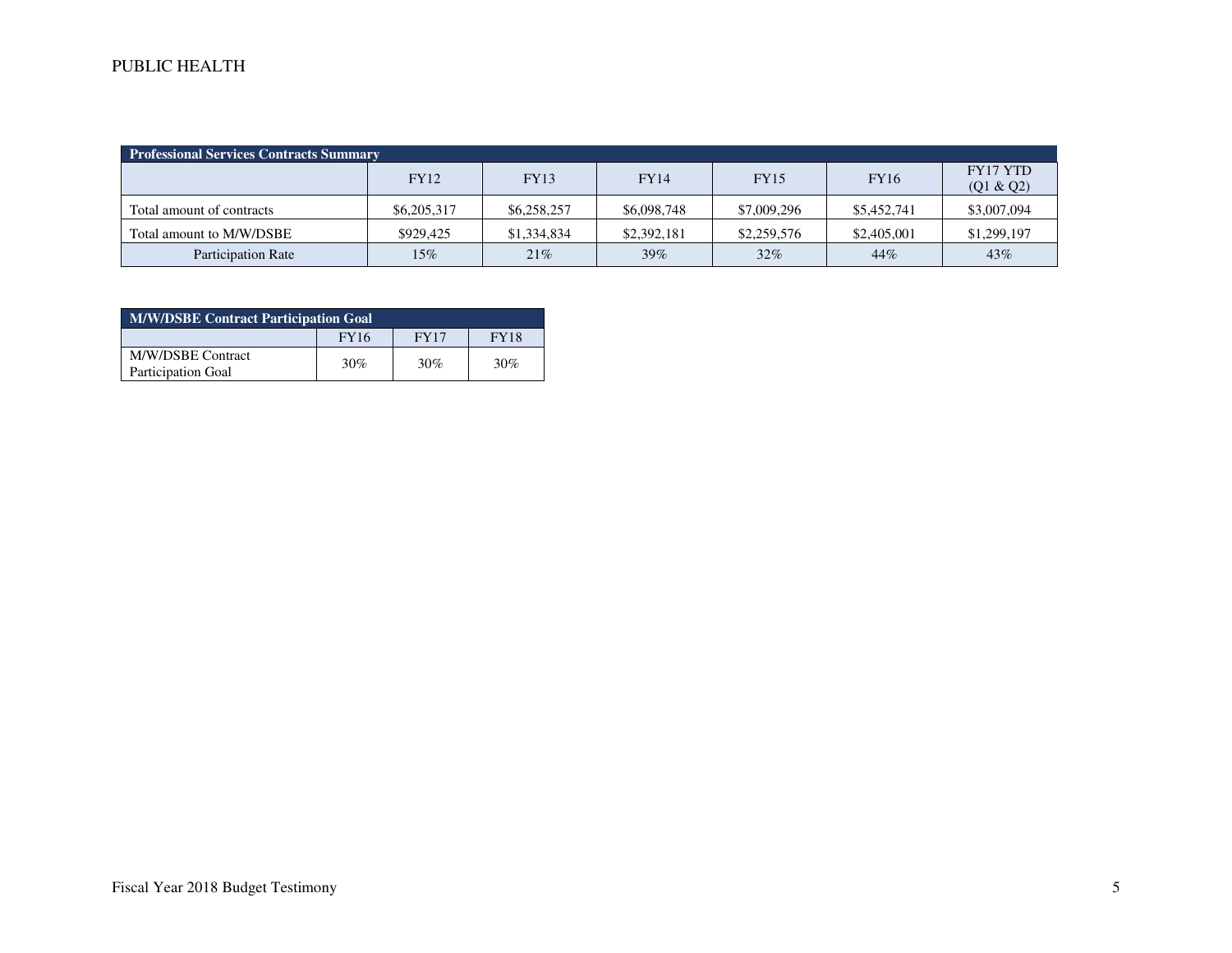| Professional Services Contracts Summary | | | | | | |
|---|---|---|---|---|---|---|
| | FY12 | FY13 | FY14 | FY15 | FY16 | FY17 YTD (Q1 & Q2) |
| Total amount of contracts | $6,205,317 | $6,258,257 | $6,098,748 | $7,009,296 | $5,452,741 | $3,007,094 |
| Total amount to M/W/DSBE | $929,425 | $1,334,834 | $2,392,181 | $2,259,576 | $2,405,001 | $1,299,197 |
| Participation Rate | 15% | 21% | 39% | 32% | 44% | 43% |

| M/W/DSBE Contract Participation Goal | | | |
|---|---|---|---|
| | FY16 | FY17 | FY18 |
| M/W/DSBE Contract Participation Goal | 30% | 30% | 30% |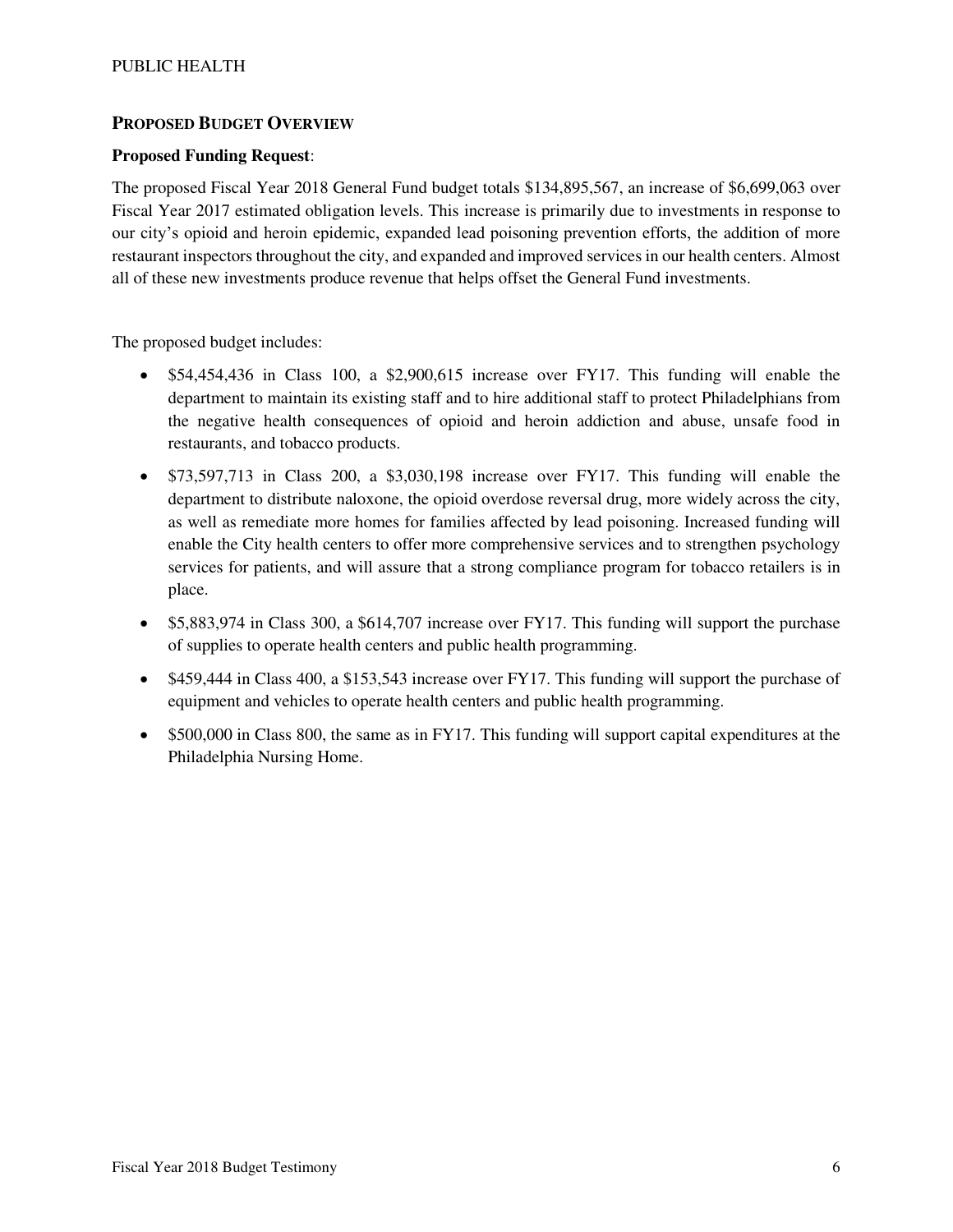## PROPOSED BUDGET OVERVIEW

**Proposed Funding Request**:

The proposed Fiscal Year 2018 General Fund budget totals $134,895,567, an increase of $6,699,063 over Fiscal Year 2017 estimated obligation levels. This increase is primarily due to investments in response to our city's opioid and heroin epidemic, expanded lead poisoning prevention efforts, the addition of more restaurant inspectors throughout the city, and expanded and improved services in our health centers. Almost all of these new investments produce revenue that helps offset the General Fund investments.

The proposed budget includes:

- $54,454,436 in Class 100, a $2,900,615 increase over FY17. This funding will enable the department to maintain its existing staff and to hire additional staff to protect Philadelphians from the negative health consequences of opioid and heroin addiction and abuse, unsafe food in restaurants, and tobacco products.
- $73,597,713 in Class 200, a $3,030,198 increase over FY17. This funding will enable the department to distribute naloxone, the opioid overdose reversal drug, more widely across the city, as well as remediate more homes for families affected by lead poisoning. Increased funding will enable the City health centers to offer more comprehensive services and to strengthen psychology services for patients, and will assure that a strong compliance program for tobacco retailers is in place.
- $5,883,974 in Class 300, a $614,707 increase over FY17. This funding will support the purchase of supplies to operate health centers and public health programming.
- $459,444 in Class 400, a $153,543 increase over FY17. This funding will support the purchase of equipment and vehicles to operate health centers and public health programming.
- $500,000 in Class 800, the same as in FY17. This funding will support capital expenditures at the Philadelphia Nursing Home.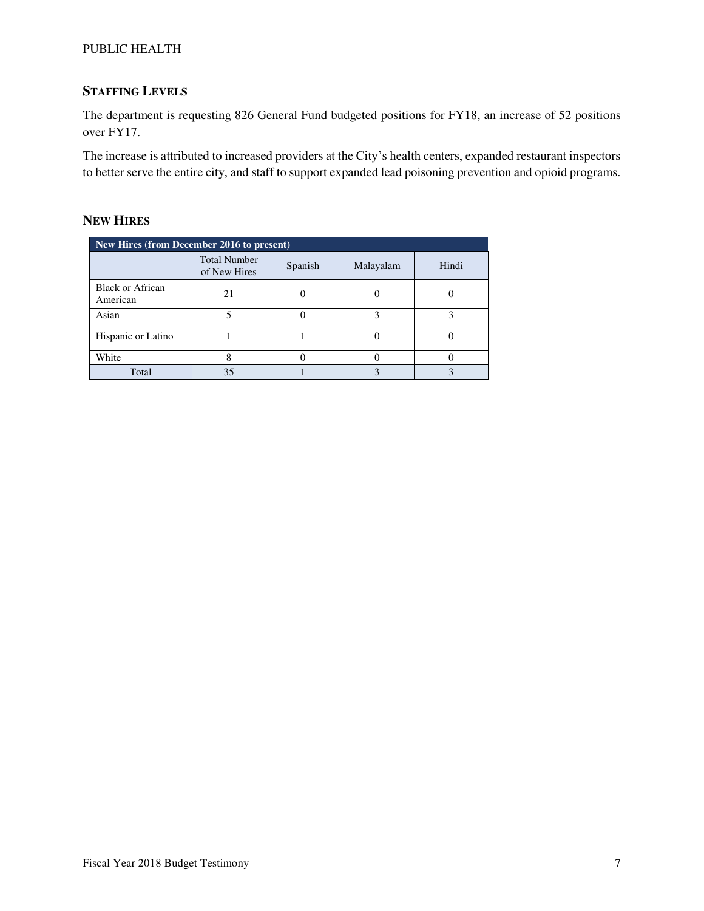## Staffing Levels

The department is requesting 826 General Fund budgeted positions for FY18, an increase of 52 positions over FY17.

The increase is attributed to increased providers at the City's health centers, expanded restaurant inspectors to better serve the entire city, and staff to support expanded lead poisoning prevention and opioid programs.

## New Hires

| New Hires (from December 2016 to present) | | | | |
|---|---|---|---|---|
| | Total Number of New Hires | Spanish | Malayalam | Hindi |
| Black or African American | 21 | 0 | 0 | 0 |
| Asian | 5 | 0 | 3 | 3 |
| Hispanic or Latino | 1 | 1 | 0 | 0 |
| White | 8 | 0 | 0 | 0 |
| Total | 35 | 1 | 3 | 3 |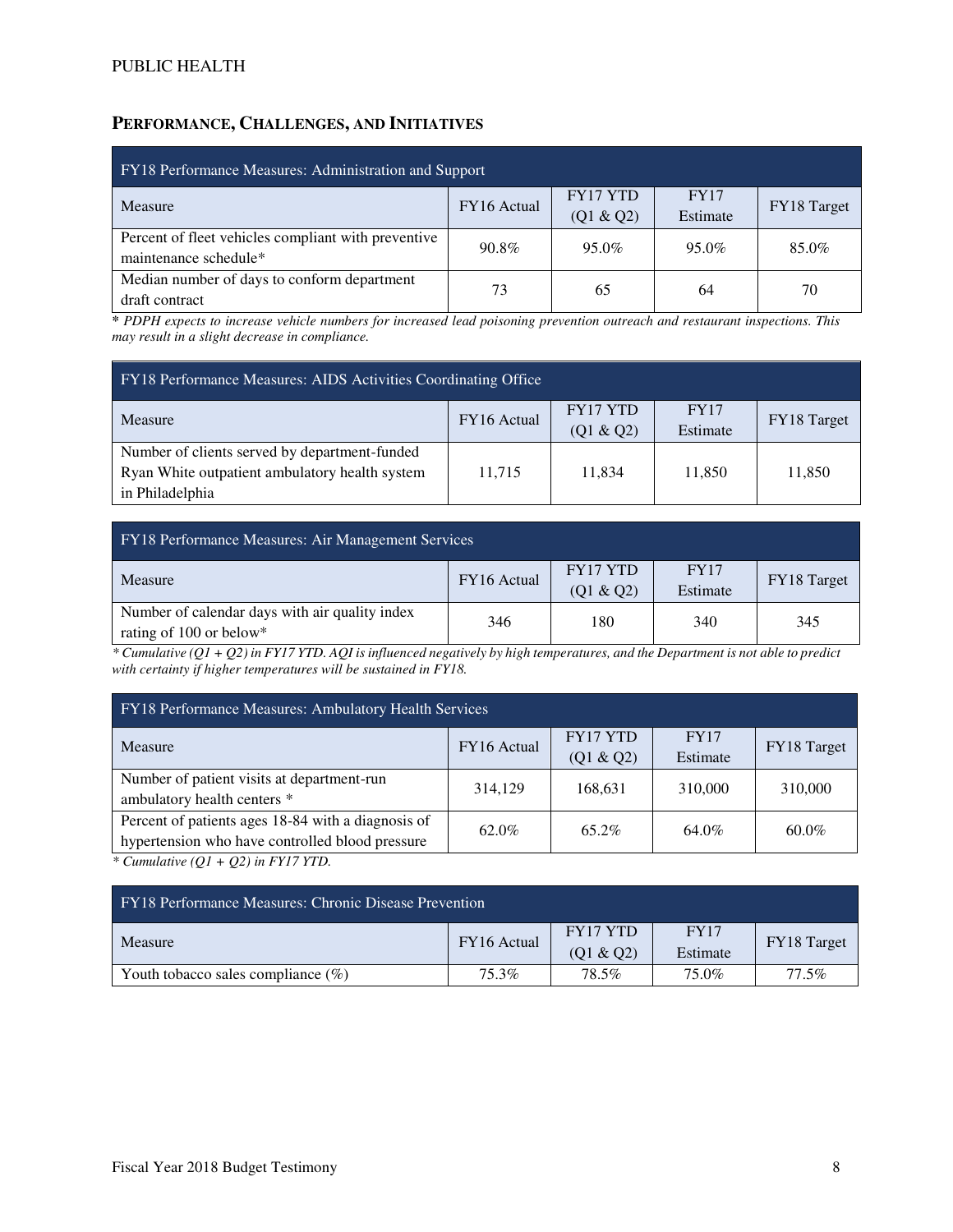## PERFORMANCE, CHALLENGES, AND INITIATIVES

| FY18 Performance Measures: Administration and Support | | | | |
|---|---|---|---|---|
| Measure | FY16 Actual | FY17 YTD (Q1 & Q2) | FY17 Estimate | FY18 Target |
| Percent of fleet vehicles compliant with preventive maintenance schedule* | 90.8% | 95.0% | 95.0% | 85.0% |
| Median number of days to conform department draft contract | 73 | 65 | 64 | 70 |

*\* PDPH expects to increase vehicle numbers for increased lead poisoning prevention outreach and restaurant inspections. This may result in a slight decrease in compliance.*

| FY18 Performance Measures: AIDS Activities Coordinating Office | | | | |
|---|---|---|---|---|
| Measure | FY16 Actual | FY17 YTD (Q1 & Q2) | FY17 Estimate | FY18 Target |
| Number of clients served by department-funded Ryan White outpatient ambulatory health system in Philadelphia | 11,715 | 11,834 | 11,850 | 11,850 |

| FY18 Performance Measures: Air Management Services | | | | |
|---|---|---|---|---|
| Measure | FY16 Actual | FY17 YTD (Q1 & Q2) | FY17 Estimate | FY18 Target |
| Number of calendar days with air quality index rating of 100 or below* | 346 | 180 | 340 | 345 |

*\* Cumulative (Q1 + Q2) in FY17 YTD. AQI is influenced negatively by high temperatures, and the Department is not able to predict with certainty if higher temperatures will be sustained in FY18.*

| FY18 Performance Measures: Ambulatory Health Services | | | | |
|---|---|---|---|---|
| Measure | FY16 Actual | FY17 YTD (Q1 & Q2) | FY17 Estimate | FY18 Target |
| Number of patient visits at department-run ambulatory health centers * | 314,129 | 168,631 | 310,000 | 310,000 |
| Percent of patients ages 18-84 with a diagnosis of hypertension who have controlled blood pressure | 62.0% | 65.2% | 64.0% | 60.0% |

*\* Cumulative (Q1 + Q2) in FY17 YTD.*

| FY18 Performance Measures: Chronic Disease Prevention | | | | |
|---|---|---|---|---|
| Measure | FY16 Actual | FY17 YTD (Q1 & Q2) | FY17 Estimate | FY18 Target |
| Youth tobacco sales compliance (%) | 75.3% | 78.5% | 75.0% | 77.5% |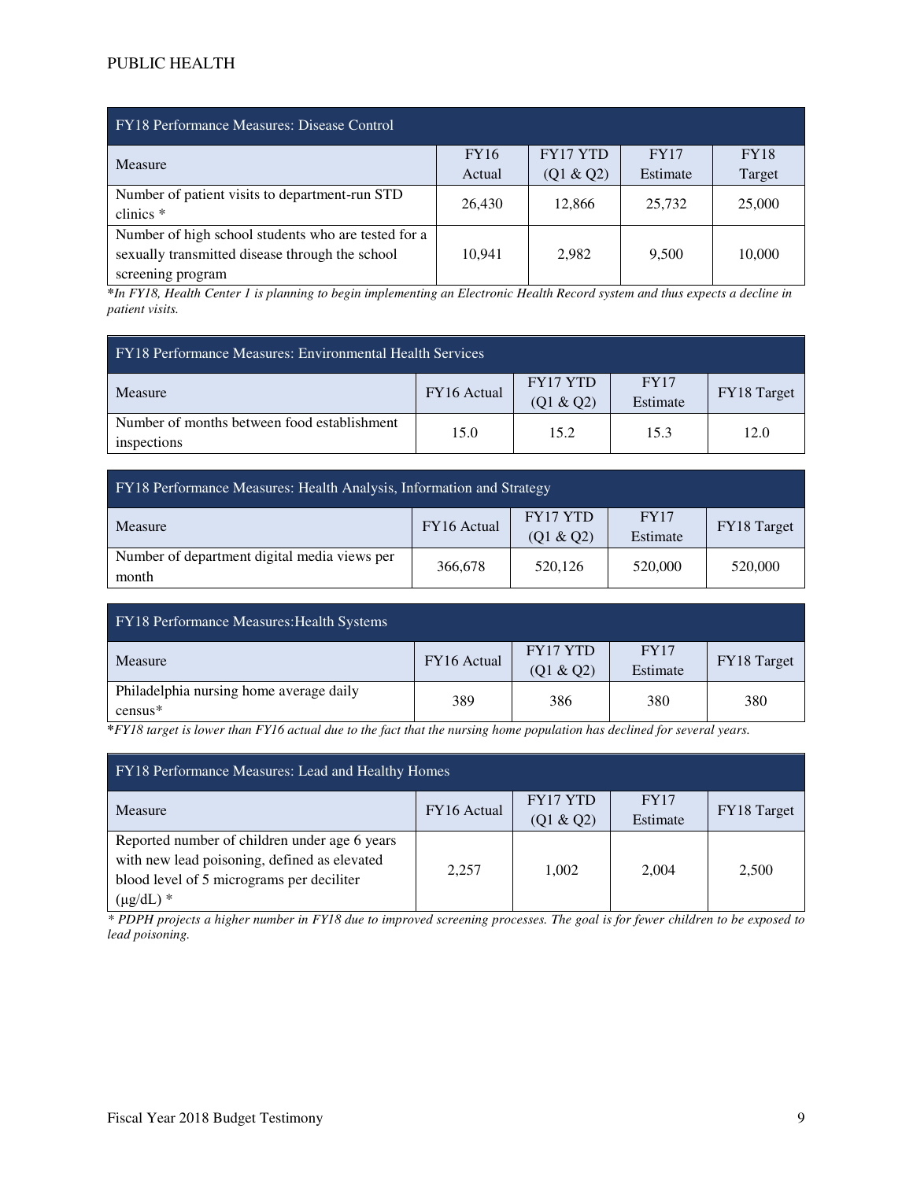| FY18 Performance Measures: Disease Control | | | | |
|---|---|---|---|---|
| Measure | FY16 Actual | FY17 YTD (Q1 & Q2) | FY17 Estimate | FY18 Target |
| Number of patient visits to department-run STD clinics * | 26,430 | 12,866 | 25,732 | 25,000 |
| Number of high school students who are tested for a sexually transmitted disease through the school screening program | 10,941 | 2,982 | 9,500 | 10,000 |

**In FY18, Health Center 1 is planning to begin implementing an Electronic Health Record system and thus expects a decline in patient visits.*

| FY18 Performance Measures: Environmental Health Services | | | | |
|---|---|---|---|---|
| Measure | FY16 Actual | FY17 YTD (Q1 & Q2) | FY17 Estimate | FY18 Target |
| Number of months between food establishment inspections | 15.0 | 15.2 | 15.3 | 12.0 |

| FY18 Performance Measures: Health Analysis, Information and Strategy | | | | |
|---|---|---|---|---|
| Measure | FY16 Actual | FY17 YTD (Q1 & Q2) | FY17 Estimate | FY18 Target |
| Number of department digital media views per month | 366,678 | 520,126 | 520,000 | 520,000 |

| FY18 Performance Measures:Health Systems | | | | |
|---|---|---|---|---|
| Measure | FY16 Actual | FY17 YTD (Q1 & Q2) | FY17 Estimate | FY18 Target |
| Philadelphia nursing home average daily census* | 389 | 386 | 380 | 380 |

**FY18 target is lower than FY16 actual due to the fact that the nursing home population has declined for several years.*

| FY18 Performance Measures: Lead and Healthy Homes | | | | |
|---|---|---|---|---|
| Measure | FY16 Actual | FY17 YTD (Q1 & Q2) | FY17 Estimate | FY18 Target |
| Reported number of children under age 6 years with new lead poisoning, defined as elevated blood level of 5 micrograms per deciliter (μg/dL) * | 2,257 | 1,002 | 2,004 | 2,500 |

** PDPH projects a higher number in FY18 due to improved screening processes. The goal is for fewer children to be exposed to lead poisoning.*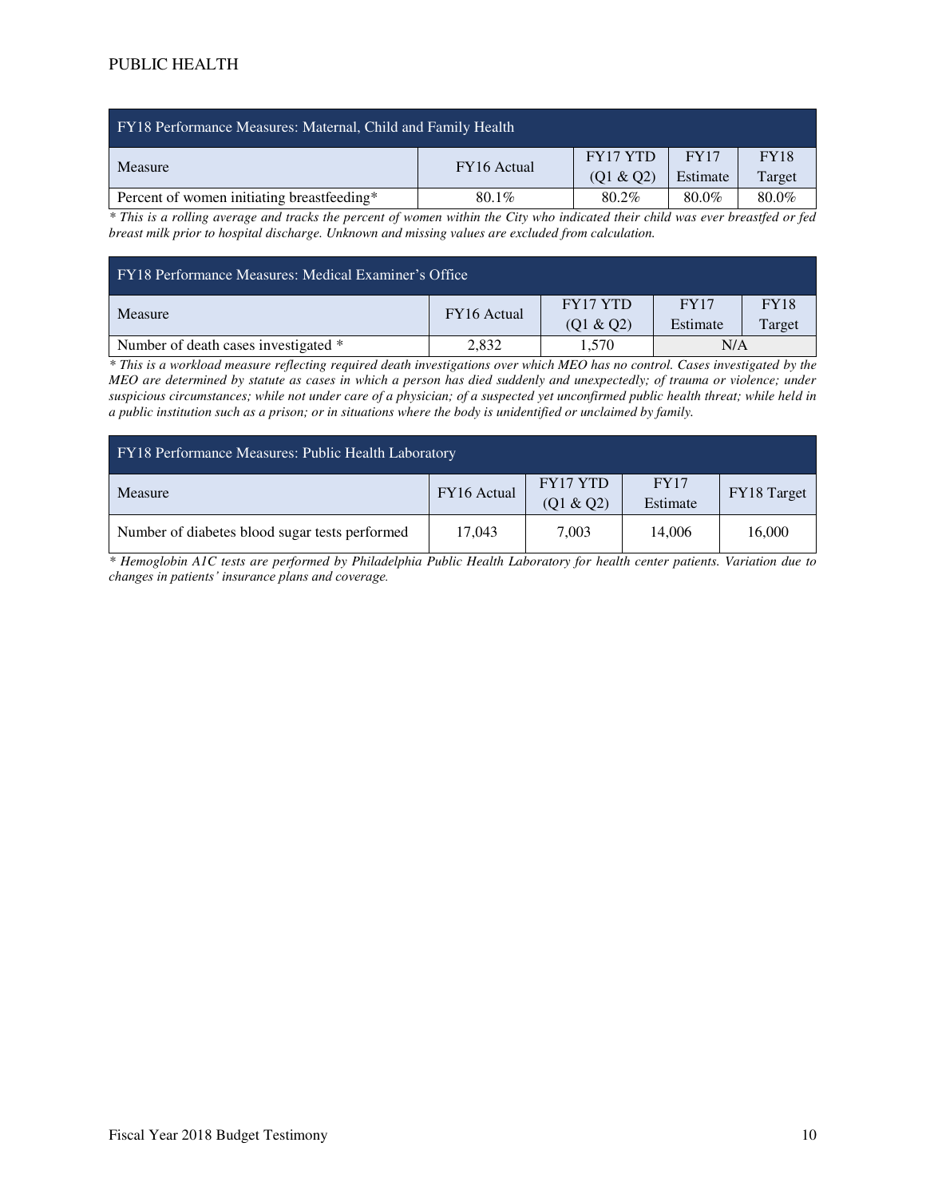| FY18 Performance Measures: Maternal, Child and Family Health | | | | |
|---|---|---|---|---|
| Measure | FY16 Actual | FY17 YTD (Q1 & Q2) | FY17 Estimate | FY18 Target |
| Percent of women initiating breastfeeding* | 80.1% | 80.2% | 80.0% | 80.0% |

*\* This is a rolling average and tracks the percent of women within the City who indicated their child was ever breastfed or fed breast milk prior to hospital discharge. Unknown and missing values are excluded from calculation.*

| FY18 Performance Measures: Medical Examiner's Office | | | | |
|---|---|---|---|---|
| Measure | FY16 Actual | FY17 YTD (Q1 & Q2) | FY17 Estimate | FY18 Target |
| Number of death cases investigated * | 2,832 | 1,570 | N/A | |

*\* This is a workload measure reflecting required death investigations over which MEO has no control. Cases investigated by the MEO are determined by statute as cases in which a person has died suddenly and unexpectedly; of trauma or violence; under suspicious circumstances; while not under care of a physician; of a suspected yet unconfirmed public health threat; while held in a public institution such as a prison; or in situations where the body is unidentified or unclaimed by family.*

| FY18 Performance Measures: Public Health Laboratory | | | | |
|---|---|---|---|---|
| Measure | FY16 Actual | FY17 YTD (Q1 & Q2) | FY17 Estimate | FY18 Target |
| Number of diabetes blood sugar tests performed | 17,043 | 7,003 | 14,006 | 16,000 |

*\* Hemoglobin A1C tests are performed by Philadelphia Public Health Laboratory for health center patients. Variation due to changes in patients' insurance plans and coverage.*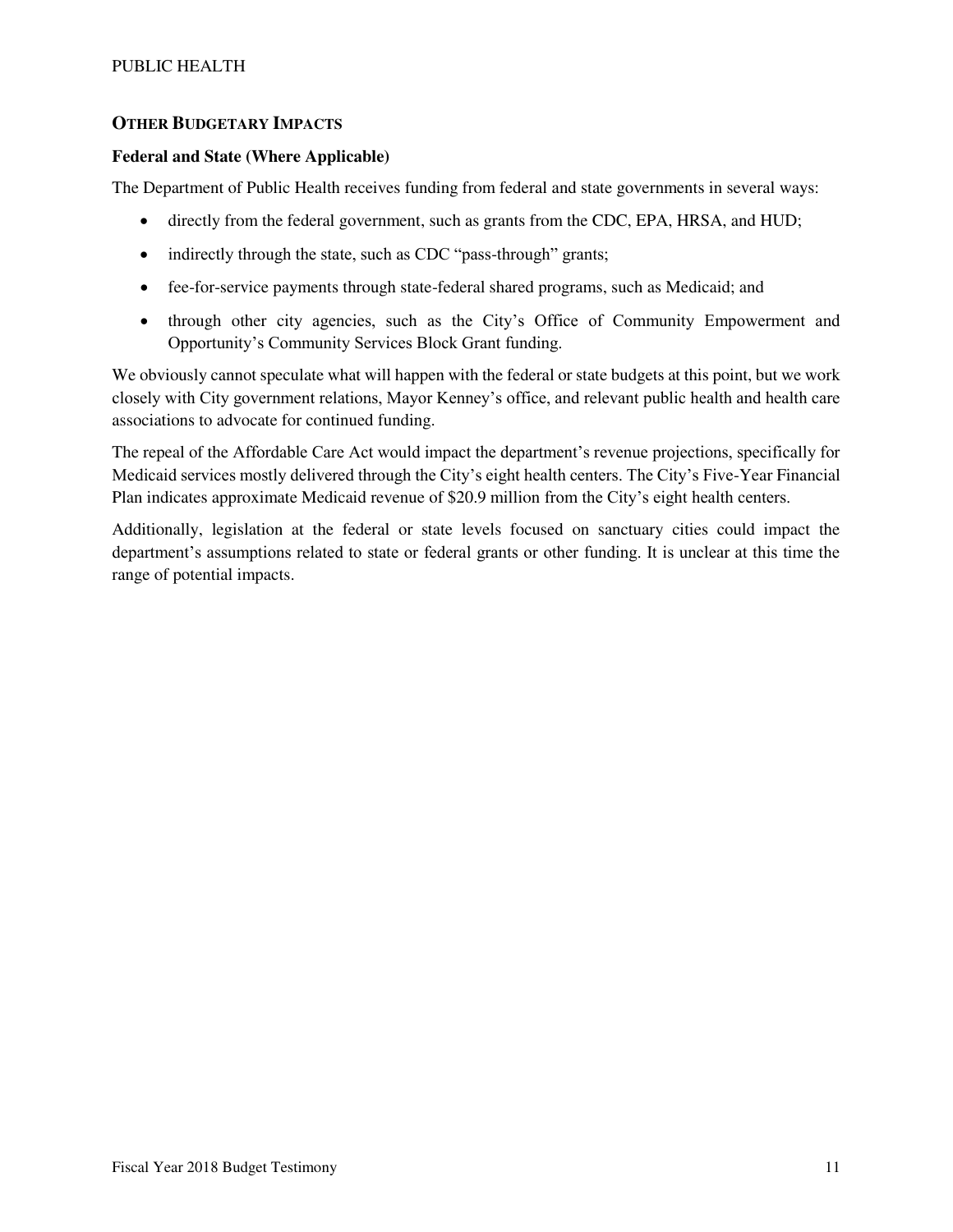## OTHER BUDGETARY IMPACTS

### Federal and State (Where Applicable)

The Department of Public Health receives funding from federal and state governments in several ways:

- directly from the federal government, such as grants from the CDC, EPA, HRSA, and HUD;
- indirectly through the state, such as CDC "pass-through" grants;
- fee-for-service payments through state-federal shared programs, such as Medicaid; and
- through other city agencies, such as the City's Office of Community Empowerment and Opportunity's Community Services Block Grant funding.

We obviously cannot speculate what will happen with the federal or state budgets at this point, but we work closely with City government relations, Mayor Kenney's office, and relevant public health and health care associations to advocate for continued funding.

The repeal of the Affordable Care Act would impact the department's revenue projections, specifically for Medicaid services mostly delivered through the City's eight health centers. The City's Five-Year Financial Plan indicates approximate Medicaid revenue of $20.9 million from the City's eight health centers.

Additionally, legislation at the federal or state levels focused on sanctuary cities could impact the department's assumptions related to state or federal grants or other funding. It is unclear at this time the range of potential impacts.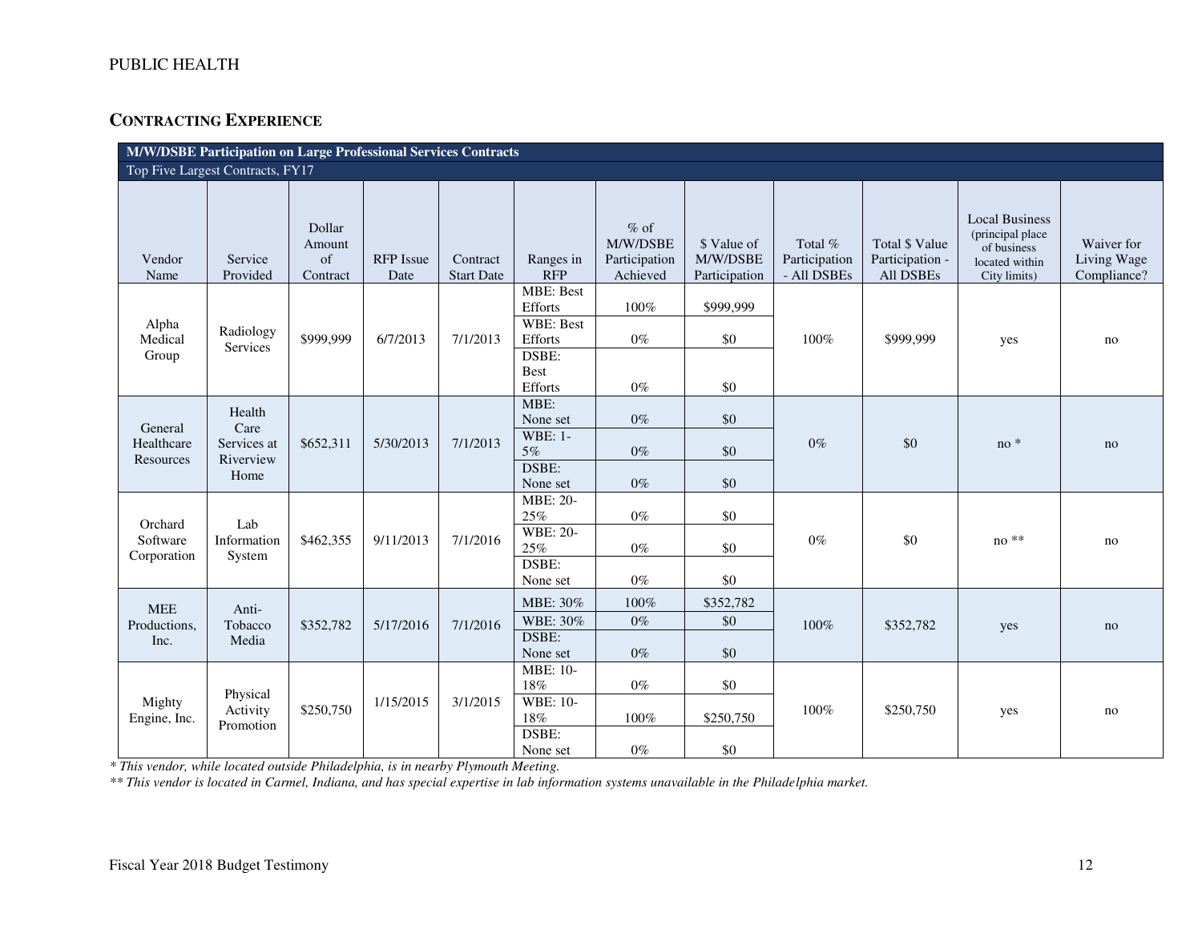PUBLIC HEALTH

## CONTRACTING EXPERIENCE

| M/W/DSBE Participation on Large Professional Services Contracts | | | | | | | | | | | |
|---|---|---|---|---|---|---|---|---|---|---|---|
| Top Five Largest Contracts, FY17 | | | | | | | | | | | |
| Vendor Name | Service Provided | Dollar Amount of Contract | RFP Issue Date | Contract Start Date | Ranges in RFP | % of M/W/DSBE Participation Achieved | $ Value of M/W/DSBE Participation | Total % Participation - All DSBEs | Total $ Value Participation - All DSBEs | Local Business (principal place of business located within City limits) | Waiver for Living Wage Compliance? |
| Alpha Medical Group | Radiology Services | $999,999 | 6/7/2013 | 7/1/2013 | MBE: Best Efforts | 100% | $999,999 | 100% | $999,999 | yes | no |
| | | | | | WBE: Best Efforts | 0% | $0 | | | | |
| | | | | | DSBE: Best Efforts | 0% | $0 | | | | |
| General Healthcare Resources | Health Care Services at Riverview Home | $652,311 | 5/30/2013 | 7/1/2013 | MBE: None set | 0% | $0 | 0% | $0 | no * | no |
| | | | | | WBE: 1-5% | 0% | $0 | | | | |
| | | | | | DSBE: None set | 0% | $0 | | | | |
| Orchard Software Corporation | Lab Information System | $462,355 | 9/11/2013 | 7/1/2016 | MBE: 20-25% | 0% | $0 | 0% | $0 | no ** | no |
| | | | | | WBE: 20-25% | 0% | $0 | | | | |
| | | | | | DSBE: None set | 0% | $0 | | | | |
| MEE Productions, Inc. | Anti-Tobacco Media | $352,782 | 5/17/2016 | 7/1/2016 | MBE: 30% | 100% | $352,782 | 100% | $352,782 | yes | no |
| | | | | | WBE: 30% | 0% | $0 | | | | |
| | | | | | DSBE: None set | 0% | $0 | | | | |
| Mighty Engine, Inc. | Physical Activity Promotion | $250,750 | 1/15/2015 | 3/1/2015 | MBE: 10-18% | 0% | $0 | 100% | $250,750 | yes | no |
| | | | | | WBE: 10-18% | 100% | $250,750 | | | | |
| | | | | | DSBE: None set | 0% | $0 | | | | |

*\* This vendor, while located outside Philadelphia, is in nearby Plymouth Meeting.*

*\*\* This vendor is located in Carmel, Indiana, and has special expertise in lab information systems unavailable in the Philadelphia market.*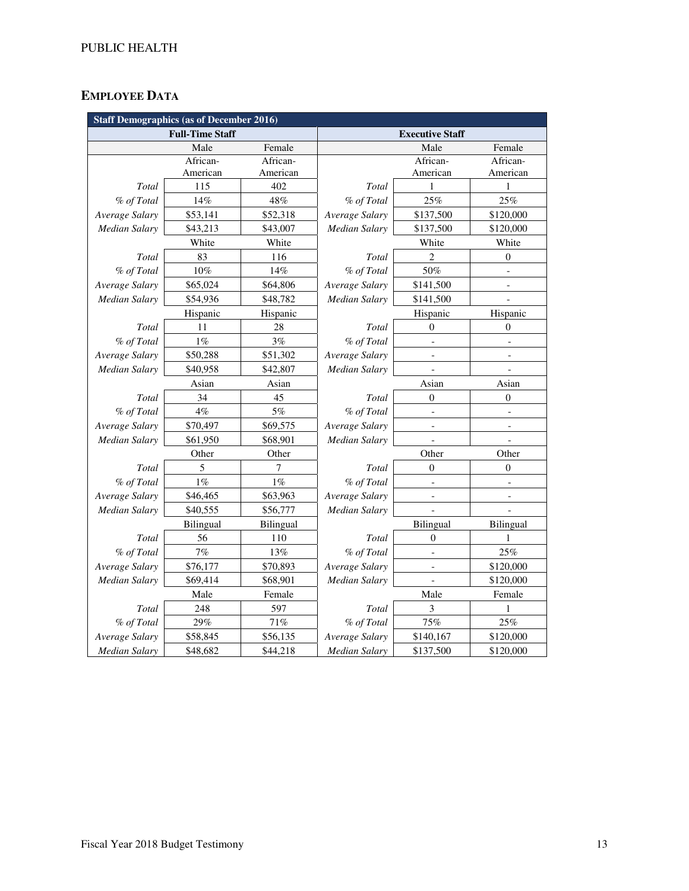PUBLIC HEALTH

## Employee Data

| Staff Demographics (as of December 2016) | | | | | |
|---|---|---|---|---|---|
| **Full-Time Staff** | | | **Executive Staff** | | |
| | Male | Female | | Male | Female |
| | African-American | African-American | | African-American | African-American |
| *Total* | 115 | 402 | *Total* | 1 | 1 |
| *% of Total* | 14% | 48% | *% of Total* | 25% | 25% |
| *Average Salary* | $53,141 | $52,318 | *Average Salary* | $137,500 | $120,000 |
| *Median Salary* | $43,213 | $43,007 | *Median Salary* | $137,500 | $120,000 |
| | White | White | | White | White |
| *Total* | 83 | 116 | *Total* | 2 | 0 |
| *% of Total* | 10% | 14% | *% of Total* | 50% | - |
| *Average Salary* | $65,024 | $64,806 | *Average Salary* | $141,500 | - |
| *Median Salary* | $54,936 | $48,782 | *Median Salary* | $141,500 | - |
| | Hispanic | Hispanic | | Hispanic | Hispanic |
| *Total* | 11 | 28 | *Total* | 0 | 0 |
| *% of Total* | 1% | 3% | *% of Total* | - | - |
| *Average Salary* | $50,288 | $51,302 | *Average Salary* | - | - |
| *Median Salary* | $40,958 | $42,807 | *Median Salary* | - | - |
| | Asian | Asian | | Asian | Asian |
| *Total* | 34 | 45 | *Total* | 0 | 0 |
| *% of Total* | 4% | 5% | *% of Total* | - | - |
| *Average Salary* | $70,497 | $69,575 | *Average Salary* | - | - |
| *Median Salary* | $61,950 | $68,901 | *Median Salary* | - | - |
| | Other | Other | | Other | Other |
| *Total* | 5 | 7 | *Total* | 0 | 0 |
| *% of Total* | 1% | 1% | *% of Total* | - | - |
| *Average Salary* | $46,465 | $63,963 | *Average Salary* | - | - |
| *Median Salary* | $40,555 | $56,777 | *Median Salary* | - | - |
| | Bilingual | Bilingual | | Bilingual | Bilingual |
| *Total* | 56 | 110 | *Total* | 0 | 1 |
| *% of Total* | 7% | 13% | *% of Total* | - | 25% |
| *Average Salary* | $76,177 | $70,893 | *Average Salary* | - | $120,000 |
| *Median Salary* | $69,414 | $68,901 | *Median Salary* | - | $120,000 |
| | Male | Female | | Male | Female |
| *Total* | 248 | 597 | *Total* | 3 | 1 |
| *% of Total* | 29% | 71% | *% of Total* | 75% | 25% |
| *Average Salary* | $58,845 | $56,135 | *Average Salary* | $140,167 | $120,000 |
| *Median Salary* | $48,682 | $44,218 | *Median Salary* | $137,500 | $120,000 |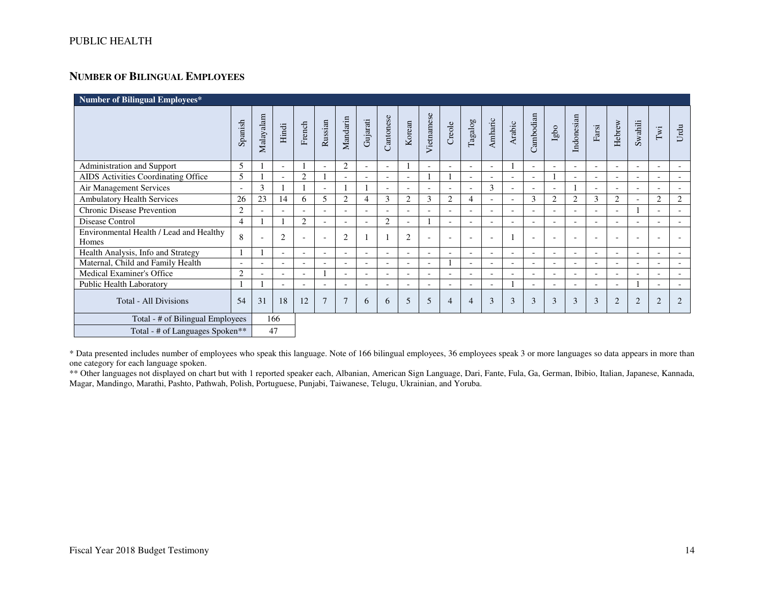## NUMBER OF BILINGUAL EMPLOYEES

| Number of Bilingual Employees* | Spanish | Malayalam | Hindi | French | Russian | Mandarin | Gujarati | Cantonese | Korean | Vietnamese | Creole | Tagalog | Amharic | Arabic | Cambodian | Igbo | Indonesian | Farsi | Hebrew | Swahili | Twi | Urdu |
|---|---|---|---|---|---|---|---|---|---|---|---|---|---|---|---|---|---|---|---|---|---|---|
| Administration and Support | 5 | 1 | - | 1 | - | 2 | - | - | 1 | - | - | - | - | 1 | - | - | - | - | - | - | - | - |
| AIDS Activities Coordinating Office | 5 | 1 | - | 2 | 1 | - | - | - | - | 1 | 1 | - | - | - | - | 1 | - | - | - | - | - | - |
| Air Management Services | - | 3 | 1 | 1 | - | 1 | 1 | - | - | - | - | - | 3 | - | - | - | 1 | - | - | - | - | - |
| Ambulatory Health Services | 26 | 23 | 14 | 6 | 5 | 2 | 4 | 3 | 2 | 3 | 2 | 4 | - | - | 3 | 2 | 2 | 3 | 2 | - | 2 | 2 |
| Chronic Disease Prevention | 2 | - | - | - | - | - | - | - | - | - | - | - | - | - | - | - | - | - | - | 1 | - | - |
| Disease Control | 4 | 1 | 1 | 2 | - | - | - | 2 | - | 1 | - | - | - | - | - | - | - | - | - | - | - | - |
| Environmental Health / Lead and Healthy Homes | 8 | - | 2 | - | - | 2 | 1 | 1 | 2 | - | - | - | - | 1 | - | - | - | - | - | - | - | - |
| Health Analysis, Info and Strategy | 1 | 1 | - | - | - | - | - | - | - | - | - | - | - | - | - | - | - | - | - | - | - | - |
| Maternal, Child and Family Health | - | - | - | - | - | - | - | - | - | - | 1 | - | - | - | - | - | - | - | - | - | - | - |
| Medical Examiner's Office | 2 | - | - | - | 1 | - | - | - | - | - | - | - | - | - | - | - | - | - | - | - | - | - |
| Public Health Laboratory | 1 | 1 | - | - | - | - | - | - | - | - | - | - | - | 1 | - | - | - | - | - | 1 | - | - |
| Total - All Divisions | 54 | 31 | 18 | 12 | 7 | 7 | 6 | 6 | 5 | 5 | 4 | 4 | 3 | 3 | 3 | 3 | 3 | 3 | 2 | 2 | 2 | 2 |

| | |
|---|---|
| Total - # of Bilingual Employees | 166 |
| Total - # of Languages Spoken** | 47 |

* Data presented includes number of employees who speak this language. Note of 166 bilingual employees, 36 employees speak 3 or more languages so data appears in more than one category for each language spoken.

** Other languages not displayed on chart but with 1 reported speaker each, Albanian, American Sign Language, Dari, Fante, Fula, Ga, German, Ibibio, Italian, Japanese, Kannada, Magar, Mandingo, Marathi, Pashto, Pathwah, Polish, Portuguese, Punjabi, Taiwanese, Telugu, Ukrainian, and Yoruba.